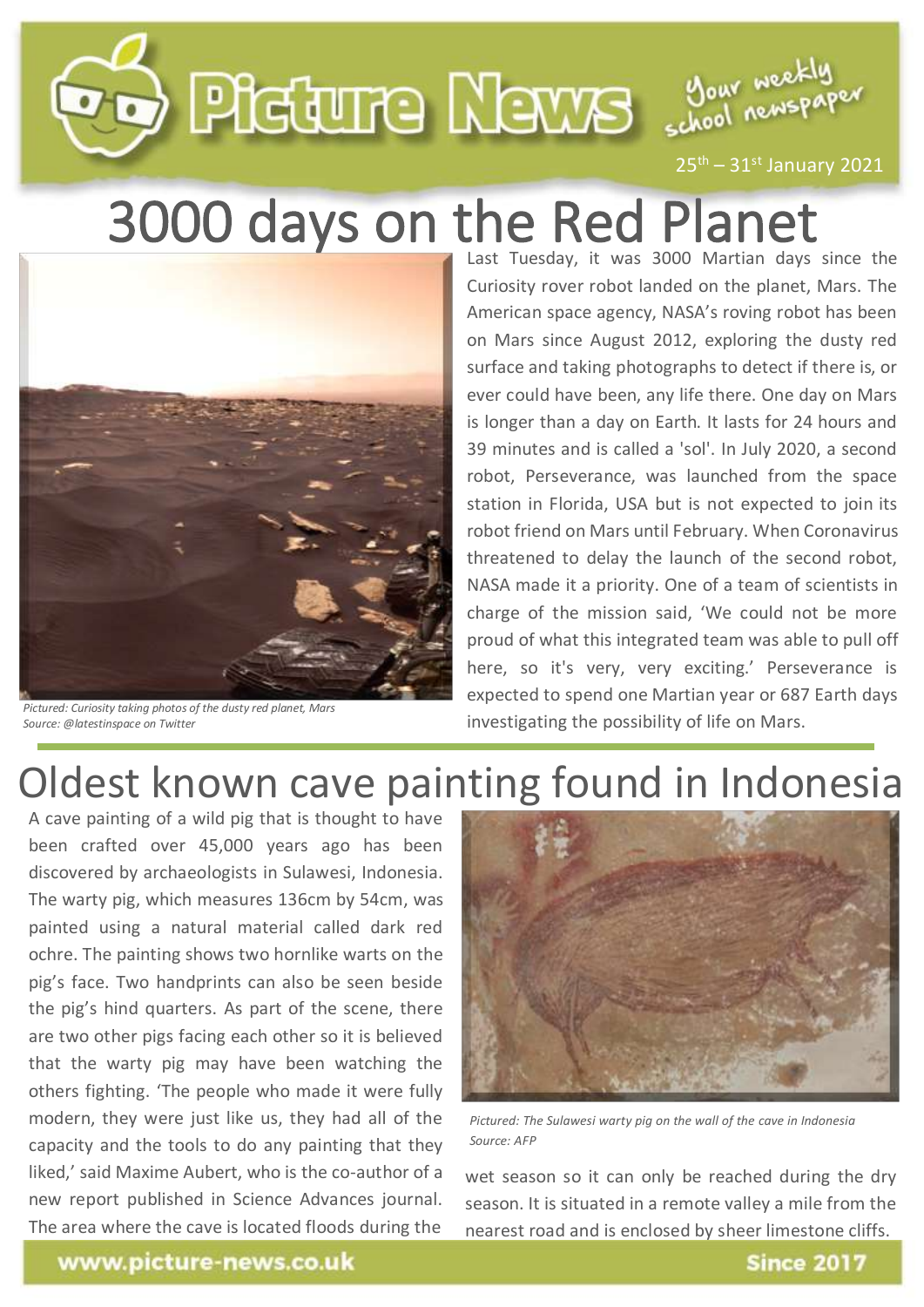# Picture News

Your weekly school newspaper

25th – 31st January 2021

## 3000 days on the Red Planet

*Pictured: Curiosity taking photos of the dusty red planet, Mars*
*Source: @latestinspace on Twitter*

Last Tuesday, it was 3000 Martian days since the Curiosity rover robot landed on the planet, Mars. The American space agency, NASA's roving robot has been on Mars since August 2012, exploring the dusty red surface and taking photographs to detect if there is, or ever could have been, any life there. One day on Mars is longer than a day on Earth. It lasts for 24 hours and 39 minutes and is called a 'sol'. In July 2020, a second robot, Perseverance, was launched from the space station in Florida, USA but is not expected to join its robot friend on Mars until February. When Coronavirus threatened to delay the launch of the second robot, NASA made it a priority. One of a team of scientists in charge of the mission said, 'We could not be more proud of what this integrated team was able to pull off here, so it's very, very exciting.' Perseverance is expected to spend one Martian year or 687 Earth days investigating the possibility of life on Mars.

## Oldest known cave painting found in Indonesia

A cave painting of a wild pig that is thought to have been crafted over 45,000 years ago has been discovered by archaeologists in Sulawesi, Indonesia. The warty pig, which measures 136cm by 54cm, was painted using a natural material called dark red ochre. The painting shows two hornlike warts on the pig's face. Two handprints can also be seen beside the pig's hind quarters. As part of the scene, there are two other pigs facing each other so it is believed that the warty pig may have been watching the others fighting. 'The people who made it were fully modern, they were just like us, they had all of the capacity and the tools to do any painting that they liked,' said Maxime Aubert, who is the co-author of a new report published in Science Advances journal. The area where the cave is located floods during the wet season so it can only be reached during the dry season. It is situated in a remote valley a mile from the nearest road and is enclosed by sheer limestone cliffs.

*Pictured: The Sulawesi warty pig on the wall of the cave in Indonesia*
*Source: AFP*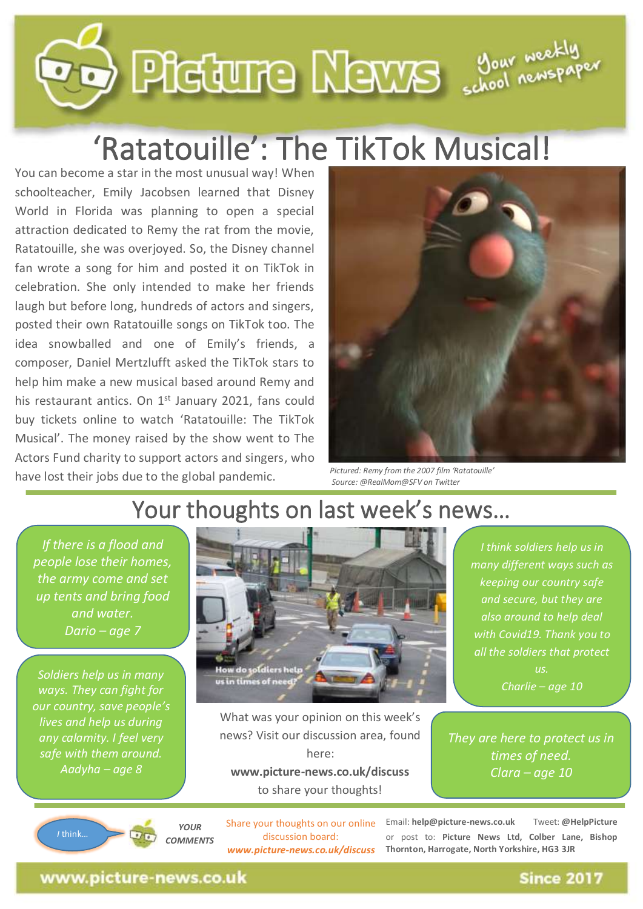# 'Ratatouille': The TikTok Musical!

You can become a star in the most unusual way! When schoolteacher, Emily Jacobsen learned that Disney World in Florida was planning to open a special attraction dedicated to Remy the rat from the movie, Ratatouille, she was overjoyed. So, the Disney channel fan wrote a song for him and posted it on TikTok in celebration. She only intended to make her friends laugh but before long, hundreds of actors and singers, posted their own Ratatouille songs on TikTok too. The idea snowballed and one of Emily's friends, a composer, Daniel Mertzlufft asked the TikTok stars to help him make a new musical based around Remy and his restaurant antics. On 1st January 2021, fans could buy tickets online to watch 'Ratatouille: The TikTok Musical'. The money raised by the show went to The Actors Fund charity to support actors and singers, who have lost their jobs due to the global pandemic.

*Pictured: Remy from the 2007 film 'Ratatouille'*
*Source: @RealMom@SFV on Twitter*

## Your thoughts on last week's news…

*If there is a flood and people lose their homes, the army come and set up tents and bring food and water.*
*Dario – age 7*

*Soldiers help us in many ways. They can fight for our country, save people's lives and help us during any calamity. I feel very safe with them around.*
*Aadyha – age 8*

How do soldiers help us in times of need?

What was your opinion on this week's news? Visit our discussion area, found here:
**www.picture-news.co.uk/discuss**
to share your thoughts!

*I think soldiers help us in many different ways such as keeping our country safe and secure, but they are also around to help deal with Covid19. Thank you to all the soldiers that protect us.*
*Charlie – age 10*

*They are here to protect us in times of need.*
*Clara – age 10*

I think…

*YOUR COMMENTS*

Share your thoughts on our online discussion board: *www.picture-news.co.uk/discuss*

Email: **help@picture-news.co.uk** Tweet: **@HelpPicture**
or post to: **Picture News Ltd, Colber Lane, Bishop Thornton, Harrogate, North Yorkshire, HG3 3JR**